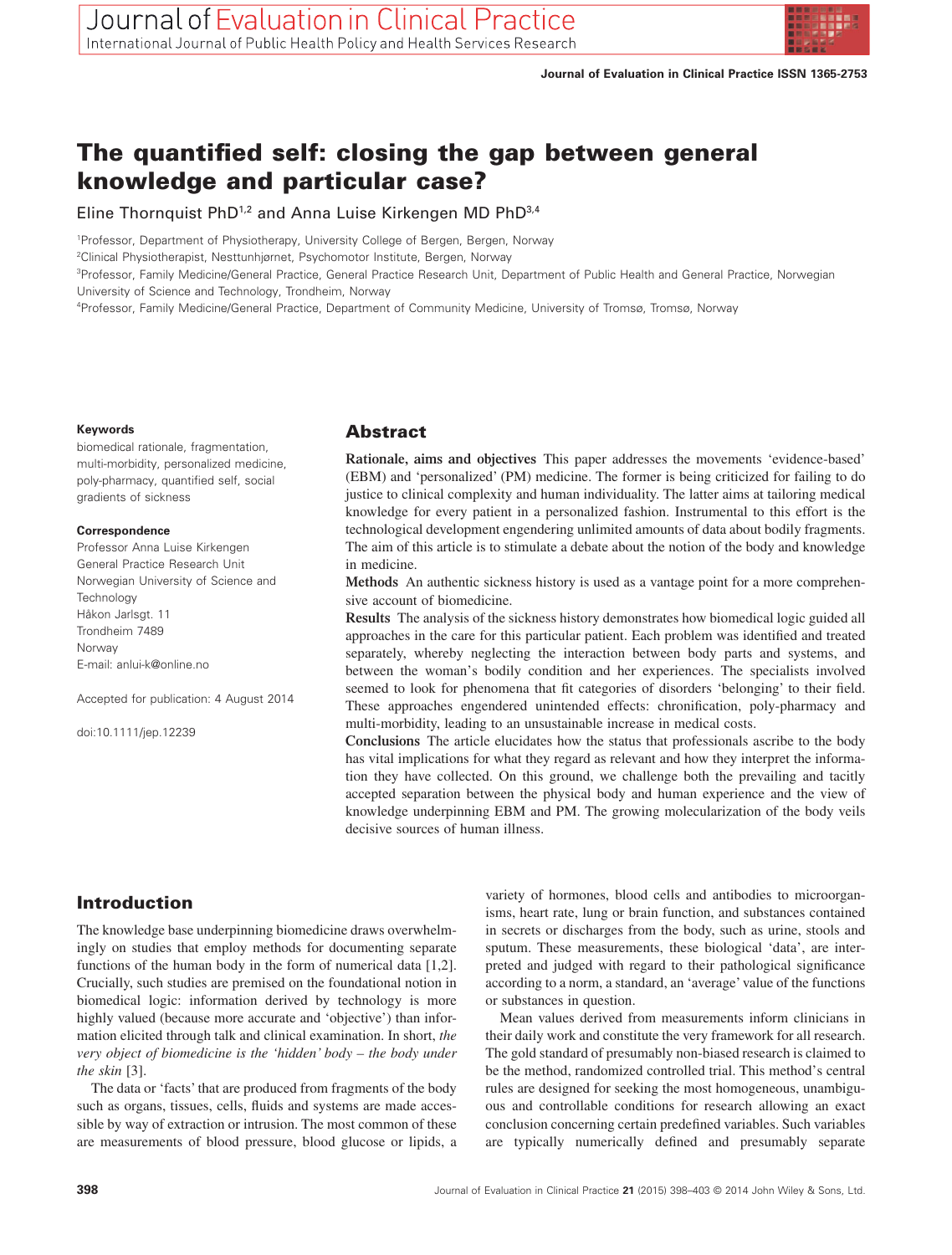# The quantified self: closing the gap between general knowledge and particular case?

Eline Thornquist PhD[1,2] and Anna Luise Kirkengen MD PhD[3,4]

[1]Professor, Department of Physiotherapy, University College of Bergen, Bergen, Norway

[2]Clinical Physiotherapist, Nesttunhjørnet, Psychomotor Institute, Bergen, Norway

[3]Professor, Family Medicine/General Practice, General Practice Research Unit, Department of Public Health and General Practice, Norwegian University of Science and Technology, Trondheim, Norway

[4]Professor, Family Medicine/General Practice, Department of Community Medicine, University of Tromsø, Tromsø, Norway

**Keywords**

biomedical rationale, fragmentation, multi-morbidity, personalized medicine, poly-pharmacy, quantified self, social gradients of sickness

**Correspondence**

Professor Anna Luise Kirkengen
General Practice Research Unit
Norwegian University of Science and Technology
Håkon Jarlsgt. 11
Trondheim 7489
Norway
E-mail: anlui-k@online.no

Accepted for publication: 4 August 2014

doi:10.1111/jep.12239

## Abstract

**Rationale, aims and objectives** This paper addresses the movements 'evidence-based' (EBM) and 'personalized' (PM) medicine. The former is being criticized for failing to do justice to clinical complexity and human individuality. The latter aims at tailoring medical knowledge for every patient in a personalized fashion. Instrumental to this effort is the technological development engendering unlimited amounts of data about bodily fragments. The aim of this article is to stimulate a debate about the notion of the body and knowledge in medicine.

**Methods** An authentic sickness history is used as a vantage point for a more comprehensive account of biomedicine.

**Results** The analysis of the sickness history demonstrates how biomedical logic guided all approaches in the care for this particular patient. Each problem was identified and treated separately, whereby neglecting the interaction between body parts and systems, and between the woman's bodily condition and her experiences. The specialists involved seemed to look for phenomena that fit categories of disorders 'belonging' to their field. These approaches engendered unintended effects: chronification, poly-pharmacy and multi-morbidity, leading to an unsustainable increase in medical costs.

**Conclusions** The article elucidates how the status that professionals ascribe to the body has vital implications for what they regard as relevant and how they interpret the information they have collected. On this ground, we challenge both the prevailing and tacitly accepted separation between the physical body and human experience and the view of knowledge underpinning EBM and PM. The growing molecularization of the body veils decisive sources of human illness.

## Introduction

The knowledge base underpinning biomedicine draws overwhelmingly on studies that employ methods for documenting separate functions of the human body in the form of numerical data [1,2]. Crucially, such studies are premised on the foundational notion in biomedical logic: information derived by technology is more highly valued (because more accurate and 'objective') than information elicited through talk and clinical examination. In short, *the very object of biomedicine is the 'hidden' body – the body under the skin* [3].

The data or 'facts' that are produced from fragments of the body such as organs, tissues, cells, fluids and systems are made accessible by way of extraction or intrusion. The most common of these are measurements of blood pressure, blood glucose or lipids, a variety of hormones, blood cells and antibodies to microorganisms, heart rate, lung or brain function, and substances contained in secrets or discharges from the body, such as urine, stools and sputum. These measurements, these biological 'data', are interpreted and judged with regard to their pathological significance according to a norm, a standard, an 'average' value of the functions or substances in question.

Mean values derived from measurements inform clinicians in their daily work and constitute the very framework for all research. The gold standard of presumably non-biased research is claimed to be the method, randomized controlled trial. This method's central rules are designed for seeking the most homogeneous, unambiguous and controllable conditions for research allowing an exact conclusion concerning certain predefined variables. Such variables are typically numerically defined and presumably separate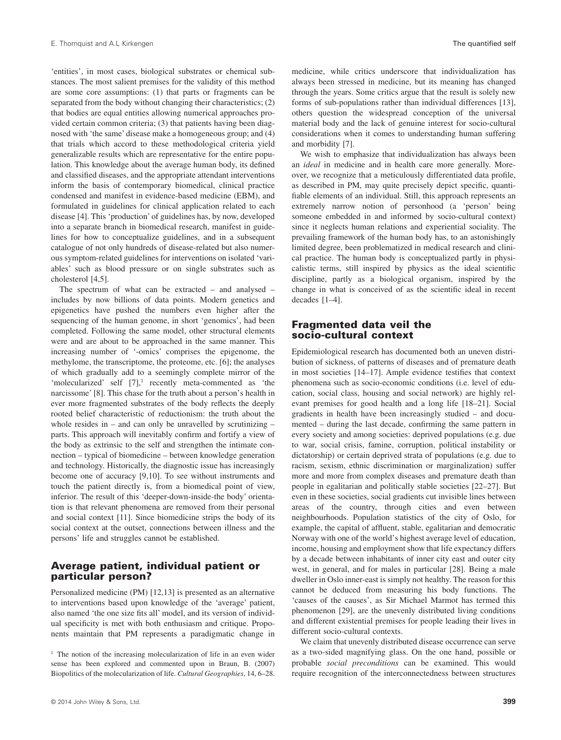'entities', in most cases, biological substrates or chemical substances. The most salient premises for the validity of this method are some core assumptions: (1) that parts or fragments can be separated from the body without changing their characteristics; (2) that bodies are equal entities allowing numerical approaches provided certain common criteria; (3) that patients having been diagnosed with 'the same' disease make a homogeneous group; and (4) that trials which accord to these methodological criteria yield generalizable results which are representative for the entire population. This knowledge about the average human body, its defined and classified diseases, and the appropriate attendant interventions inform the basis of contemporary biomedical, clinical practice condensed and manifest in evidence-based medicine (EBM), and formulated in guidelines for clinical application related to each disease [4]. This 'production' of guidelines has, by now, developed into a separate branch in biomedical research, manifest in guidelines for how to conceptualize guidelines, and in a subsequent catalogue of not only hundreds of disease-related but also numerous symptom-related guidelines for interventions on isolated 'variables' such as blood pressure or on single substrates such as cholesterol [4,5].

The spectrum of what can be extracted – and analysed – includes by now billions of data points. Modern genetics and epigenetics have pushed the numbers even higher after the sequencing of the human genome, in short 'genomics', had been completed. Following the same model, other structural elements were and are about to be approached in the same manner. This increasing number of '-omics' comprises the epigenome, the methylome, the transcriptome, the proteome, etc. [6]; the analyses of which gradually add to a seemingly complete mirror of the 'molecularized' self [7],[1] recently meta-commented as 'the narcissome' [8]. This chase for the truth about a person's health in ever more fragmented substrates of the body reflects the deeply rooted belief characteristic of reductionism: the truth about the whole resides in – and can only be unravelled by scrutinizing – parts. This approach will inevitably confirm and fortify a view of the body as extrinsic to the self and strengthen the intimate connection – typical of biomedicine – between knowledge generation and technology. Historically, the diagnostic issue has increasingly become one of accuracy [9,10]. To see without instruments and touch the patient directly is, from a biomedical point of view, inferior. The result of this 'deeper-down-inside-the body' orientation is that relevant phenomena are removed from their personal and social context [11]. Since biomedicine strips the body of its social context at the outset, connections between illness and the persons' life and struggles cannot be established.

## Average patient, individual patient or particular person?

Personalized medicine (PM) [12,13] is presented as an alternative to interventions based upon knowledge of the 'average' patient, also named 'the one size fits all' model, and its version of individual specificity is met with both enthusiasm and critique. Proponents maintain that PM represents a paradigmatic change in medicine, while critics underscore that individualization has always been stressed in medicine, but its meaning has changed through the years. Some critics argue that the result is solely new forms of sub-populations rather than individual differences [13], others question the widespread conception of the universal material body and the lack of genuine interest for socio-cultural considerations when it comes to understanding human suffering and morbidity [7].

We wish to emphasize that individualization has always been an *ideal* in medicine and in health care more generally. Moreover, we recognize that a meticulously differentiated data profile, as described in PM, may quite precisely depict specific, quantifiable elements of an individual. Still, this approach represents an extremely narrow notion of personhood (a 'person' being someone embedded in and informed by socio-cultural context) since it neglects human relations and experiential sociality. The prevailing framework of the human body has, to an astonishingly limited degree, been problematized in medical research and clinical practice. The human body is conceptualized partly in physicalistic terms, still inspired by physics as the ideal scientific discipline, partly as a biological organism, inspired by the change in what is conceived of as the scientific ideal in recent decades [1–4].

## Fragmented data veil the socio-cultural context

Epidemiological research has documented both an uneven distribution of sickness, of patterns of diseases and of premature death in most societies [14–17]. Ample evidence testifies that context phenomena such as socio-economic conditions (i.e. level of education, social class, housing and social network) are highly relevant premises for good health and a long life [18–21]. Social gradients in health have been increasingly studied – and documented – during the last decade, confirming the same pattern in every society and among societies: deprived populations (e.g. due to war, social crisis, famine, corruption, political instability or dictatorship) or certain deprived strata of populations (e.g. due to racism, sexism, ethnic discrimination or marginalization) suffer more and more from complex diseases and premature death than people in egalitarian and politically stable societies [22–27]. But even in these societies, social gradients cut invisible lines between areas of the country, through cities and even between neighbourhoods. Population statistics of the city of Oslo, for example, the capital of affluent, stable, egalitarian and democratic Norway with one of the world's highest average level of education, income, housing and employment show that life expectancy differs by a decade between inhabitants of inner city east and outer city west, in general, and for males in particular [28]. Being a male dweller in Oslo inner-east is simply not healthy. The reason for this cannot be deduced from measuring his body functions. The 'causes of the causes', as Sir Michael Marmot has termed this phenomenon [29], are the unevenly distributed living conditions and different existential premises for people leading their lives in different socio-cultural contexts.

We claim that unevenly distributed disease occurrence can serve as a two-sided magnifying glass. On the one hand, possible or probable *social preconditions* can be examined. This would require recognition of the interconnectedness between structures

[1] The notion of the increasing molecularization of life in an even wider sense has been explored and commented upon in Braun, B. (2007) Biopolitics of the molecularization of life. *Cultural Geographies*, 14, 6–28.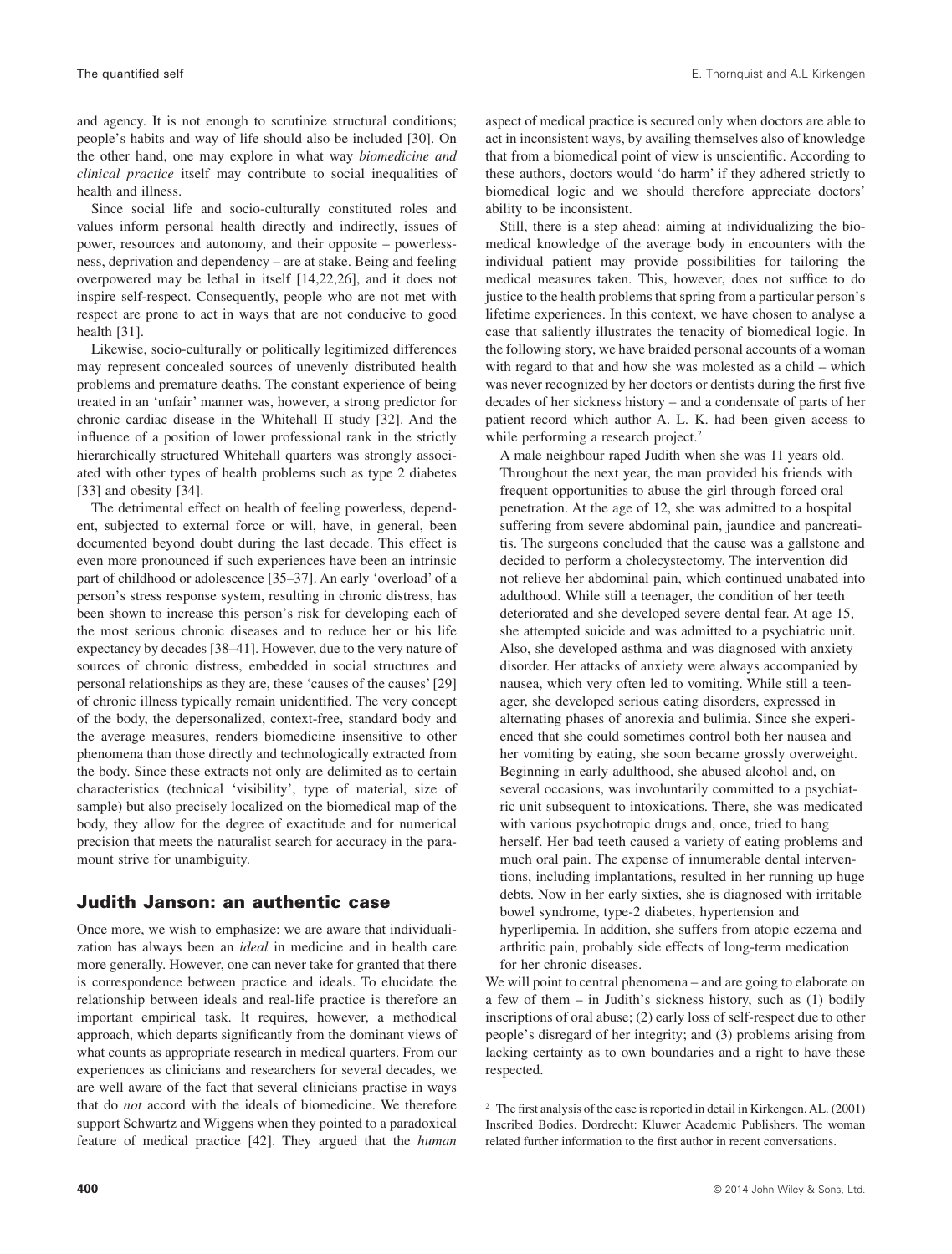and agency. It is not enough to scrutinize structural conditions; people's habits and way of life should also be included [30]. On the other hand, one may explore in what way *biomedicine and clinical practice* itself may contribute to social inequalities of health and illness.

Since social life and socio-culturally constituted roles and values inform personal health directly and indirectly, issues of power, resources and autonomy, and their opposite – powerlessness, deprivation and dependency – are at stake. Being and feeling overpowered may be lethal in itself [14,22,26], and it does not inspire self-respect. Consequently, people who are not met with respect are prone to act in ways that are not conducive to good health [31].

Likewise, socio-culturally or politically legitimized differences may represent concealed sources of unevenly distributed health problems and premature deaths. The constant experience of being treated in an 'unfair' manner was, however, a strong predictor for chronic cardiac disease in the Whitehall II study [32]. And the influence of a position of lower professional rank in the strictly hierarchically structured Whitehall quarters was strongly associated with other types of health problems such as type 2 diabetes [33] and obesity [34].

The detrimental effect on health of feeling powerless, dependent, subjected to external force or will, have, in general, been documented beyond doubt during the last decade. This effect is even more pronounced if such experiences have been an intrinsic part of childhood or adolescence [35–37]. An early 'overload' of a person's stress response system, resulting in chronic distress, has been shown to increase this person's risk for developing each of the most serious chronic diseases and to reduce her or his life expectancy by decades [38–41]. However, due to the very nature of sources of chronic distress, embedded in social structures and personal relationships as they are, these 'causes of the causes' [29] of chronic illness typically remain unidentified. The very concept of the body, the depersonalized, context-free, standard body and the average measures, renders biomedicine insensitive to other phenomena than those directly and technologically extracted from the body. Since these extracts not only are delimited as to certain characteristics (technical 'visibility', type of material, size of sample) but also precisely localized on the biomedical map of the body, they allow for the degree of exactitude and for numerical precision that meets the naturalist search for accuracy in the paramount strive for unambiguity.

## Judith Janson: an authentic case

Once more, we wish to emphasize: we are aware that individualization has always been an *ideal* in medicine and in health care more generally. However, one can never take for granted that there is correspondence between practice and ideals. To elucidate the relationship between ideals and real-life practice is therefore an important empirical task. It requires, however, a methodical approach, which departs significantly from the dominant views of what counts as appropriate research in medical quarters. From our experiences as clinicians and researchers for several decades, we are well aware of the fact that several clinicians practise in ways that do *not* accord with the ideals of biomedicine. We therefore support Schwartz and Wiggens when they pointed to a paradoxical feature of medical practice [42]. They argued that the *human* aspect of medical practice is secured only when doctors are able to act in inconsistent ways, by availing themselves also of knowledge that from a biomedical point of view is unscientific. According to these authors, doctors would 'do harm' if they adhered strictly to biomedical logic and we should therefore appreciate doctors' ability to be inconsistent.

Still, there is a step ahead: aiming at individualizing the biomedical knowledge of the average body in encounters with the individual patient may provide possibilities for tailoring the medical measures taken. This, however, does not suffice to do justice to the health problems that spring from a particular person's lifetime experiences. In this context, we have chosen to analyse a case that saliently illustrates the tenacity of biomedical logic. In the following story, we have braided personal accounts of a woman with regard to that and how she was molested as a child – which was never recognized by her doctors or dentists during the first five decades of her sickness history – and a condensate of parts of her patient record which author A. L. K. had been given access to while performing a research project.[2]

> A male neighbour raped Judith when she was 11 years old. Throughout the next year, the man provided his friends with frequent opportunities to abuse the girl through forced oral penetration. At the age of 12, she was admitted to a hospital suffering from severe abdominal pain, jaundice and pancreatitis. The surgeons concluded that the cause was a gallstone and decided to perform a cholecystectomy. The intervention did not relieve her abdominal pain, which continued unabated into adulthood. While still a teenager, the condition of her teeth deteriorated and she developed severe dental fear. At age 15, she attempted suicide and was admitted to a psychiatric unit. Also, she developed asthma and was diagnosed with anxiety disorder. Her attacks of anxiety were always accompanied by nausea, which very often led to vomiting. While still a teenager, she developed serious eating disorders, expressed in alternating phases of anorexia and bulimia. Since she experienced that she could sometimes control both her nausea and her vomiting by eating, she soon became grossly overweight. Beginning in early adulthood, she abused alcohol and, on several occasions, was involuntarily committed to a psychiatric unit subsequent to intoxications. There, she was medicated with various psychotropic drugs and, once, tried to hang herself. Her bad teeth caused a variety of eating problems and much oral pain. The expense of innumerable dental interventions, including implantations, resulted in her running up huge debts. Now in her early sixties, she is diagnosed with irritable bowel syndrome, type-2 diabetes, hypertension and hyperlipemia. In addition, she suffers from atopic eczema and arthritic pain, probably side effects of long-term medication for her chronic diseases.

We will point to central phenomena – and are going to elaborate on a few of them – in Judith's sickness history, such as (1) bodily inscriptions of oral abuse; (2) early loss of self-respect due to other people's disregard of her integrity; and (3) problems arising from lacking certainty as to own boundaries and a right to have these respected.

[2] The first analysis of the case is reported in detail in Kirkengen, AL. (2001) Inscribed Bodies. Dordrecht: Kluwer Academic Publishers. The woman related further information to the first author in recent conversations.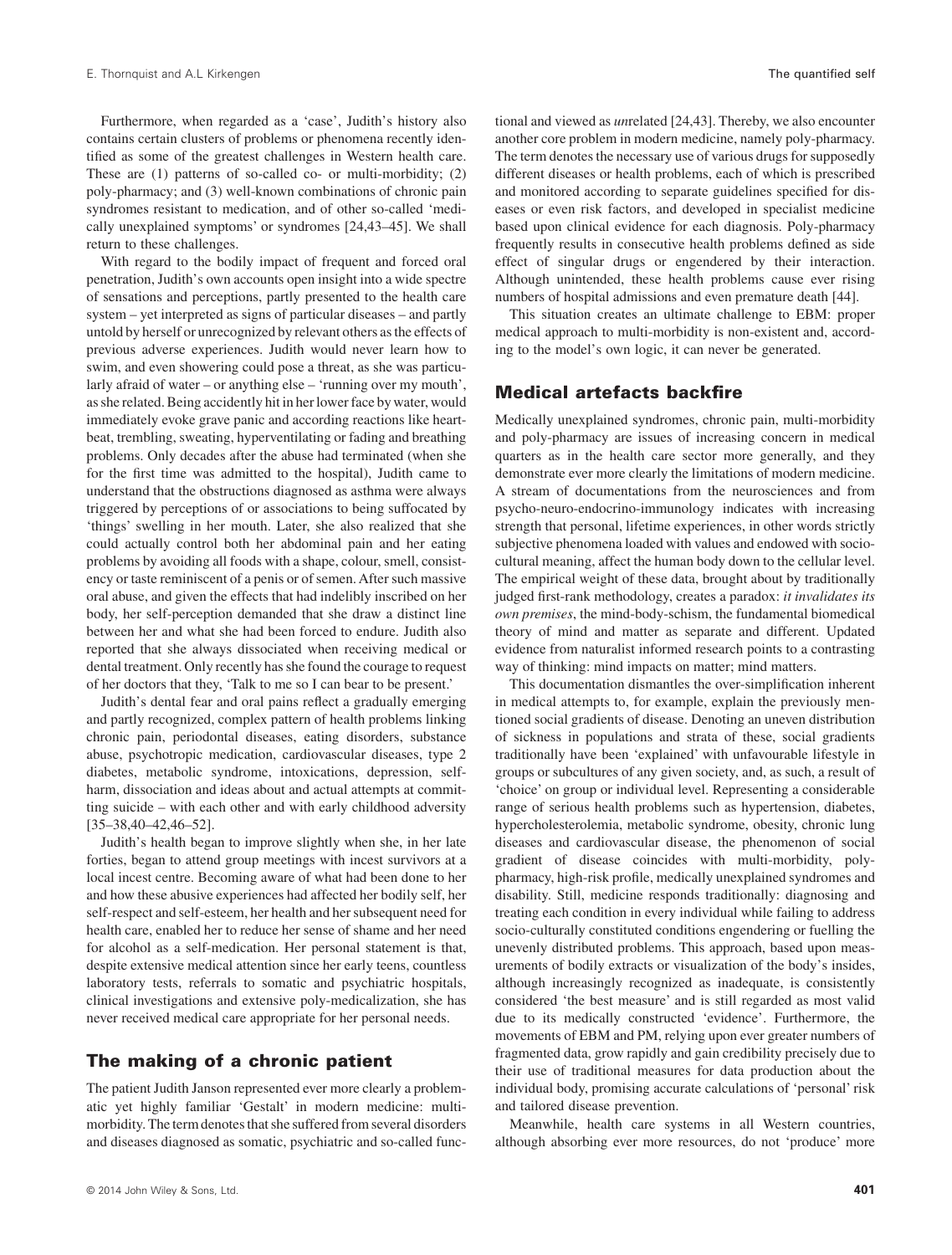Furthermore, when regarded as a 'case', Judith's history also contains certain clusters of problems or phenomena recently identified as some of the greatest challenges in Western health care. These are (1) patterns of so-called co- or multi-morbidity; (2) poly-pharmacy; and (3) well-known combinations of chronic pain syndromes resistant to medication, and of other so-called 'medically unexplained symptoms' or syndromes [24,43–45]. We shall return to these challenges.

With regard to the bodily impact of frequent and forced oral penetration, Judith's own accounts open insight into a wide spectre of sensations and perceptions, partly presented to the health care system – yet interpreted as signs of particular diseases – and partly untold by herself or unrecognized by relevant others as the effects of previous adverse experiences. Judith would never learn how to swim, and even showering could pose a threat, as she was particularly afraid of water – or anything else – 'running over my mouth', as she related. Being accidently hit in her lower face by water, would immediately evoke grave panic and according reactions like heartbeat, trembling, sweating, hyperventilating or fading and breathing problems. Only decades after the abuse had terminated (when she for the first time was admitted to the hospital), Judith came to understand that the obstructions diagnosed as asthma were always triggered by perceptions of or associations to being suffocated by 'things' swelling in her mouth. Later, she also realized that she could actually control both her abdominal pain and her eating problems by avoiding all foods with a shape, colour, smell, consistency or taste reminiscent of a penis or of semen. After such massive oral abuse, and given the effects that had indelibly inscribed on her body, her self-perception demanded that she draw a distinct line between her and what she had been forced to endure. Judith also reported that she always dissociated when receiving medical or dental treatment. Only recently has she found the courage to request of her doctors that they, 'Talk to me so I can bear to be present.'

Judith's dental fear and oral pains reflect a gradually emerging and partly recognized, complex pattern of health problems linking chronic pain, periodontal diseases, eating disorders, substance abuse, psychotropic medication, cardiovascular diseases, type 2 diabetes, metabolic syndrome, intoxications, depression, self-harm, dissociation and ideas about and actual attempts at committing suicide – with each other and with early childhood adversity [35–38,40–42,46–52].

Judith's health began to improve slightly when she, in her late forties, began to attend group meetings with incest survivors at a local incest centre. Becoming aware of what had been done to her and how these abusive experiences had affected her bodily self, her self-respect and self-esteem, her health and her subsequent need for health care, enabled her to reduce her sense of shame and her need for alcohol as a self-medication. Her personal statement is that, despite extensive medical attention since her early teens, countless laboratory tests, referrals to somatic and psychiatric hospitals, clinical investigations and extensive poly-medicalization, she has never received medical care appropriate for her personal needs.

## The making of a chronic patient

The patient Judith Janson represented ever more clearly a problematic yet highly familiar 'Gestalt' in modern medicine: multi-morbidity. The term denotes that she suffered from several disorders and diseases diagnosed as somatic, psychiatric and so-called functional and viewed as *un*related [24,43]. Thereby, we also encounter another core problem in modern medicine, namely poly-pharmacy. The term denotes the necessary use of various drugs for supposedly different diseases or health problems, each of which is prescribed and monitored according to separate guidelines specified for diseases or even risk factors, and developed in specialist medicine based upon clinical evidence for each diagnosis. Poly-pharmacy frequently results in consecutive health problems defined as side effect of singular drugs or engendered by their interaction. Although unintended, these health problems cause ever rising numbers of hospital admissions and even premature death [44].

This situation creates an ultimate challenge to EBM: proper medical approach to multi-morbidity is non-existent and, according to the model's own logic, it can never be generated.

## Medical artefacts backfire

Medically unexplained syndromes, chronic pain, multi-morbidity and poly-pharmacy are issues of increasing concern in medical quarters as in the health care sector more generally, and they demonstrate ever more clearly the limitations of modern medicine. A stream of documentations from the neurosciences and from psycho-neuro-endocrino-immunology indicates with increasing strength that personal, lifetime experiences, in other words strictly subjective phenomena loaded with values and endowed with socio-cultural meaning, affect the human body down to the cellular level. The empirical weight of these data, brought about by traditionally judged first-rank methodology, creates a paradox: *it invalidates its own premises*, the mind-body-schism, the fundamental biomedical theory of mind and matter as separate and different. Updated evidence from naturalist informed research points to a contrasting way of thinking: mind impacts on matter; mind matters.

This documentation dismantles the over-simplification inherent in medical attempts to, for example, explain the previously mentioned social gradients of disease. Denoting an uneven distribution of sickness in populations and strata of these, social gradients traditionally have been 'explained' with unfavourable lifestyle in groups or subcultures of any given society, and, as such, a result of 'choice' on group or individual level. Representing a considerable range of serious health problems such as hypertension, diabetes, hypercholesterolemia, metabolic syndrome, obesity, chronic lung diseases and cardiovascular disease, the phenomenon of social gradient of disease coincides with multi-morbidity, poly-pharmacy, high-risk profile, medically unexplained syndromes and disability. Still, medicine responds traditionally: diagnosing and treating each condition in every individual while failing to address socio-culturally constituted conditions engendering or fuelling the unevenly distributed problems. This approach, based upon measurements of bodily extracts or visualization of the body's insides, although increasingly recognized as inadequate, is consistently considered 'the best measure' and is still regarded as most valid due to its medically constructed 'evidence'. Furthermore, the movements of EBM and PM, relying upon ever greater numbers of fragmented data, grow rapidly and gain credibility precisely due to their use of traditional measures for data production about the individual body, promising accurate calculations of 'personal' risk and tailored disease prevention.

Meanwhile, health care systems in all Western countries, although absorbing ever more resources, do not 'produce' more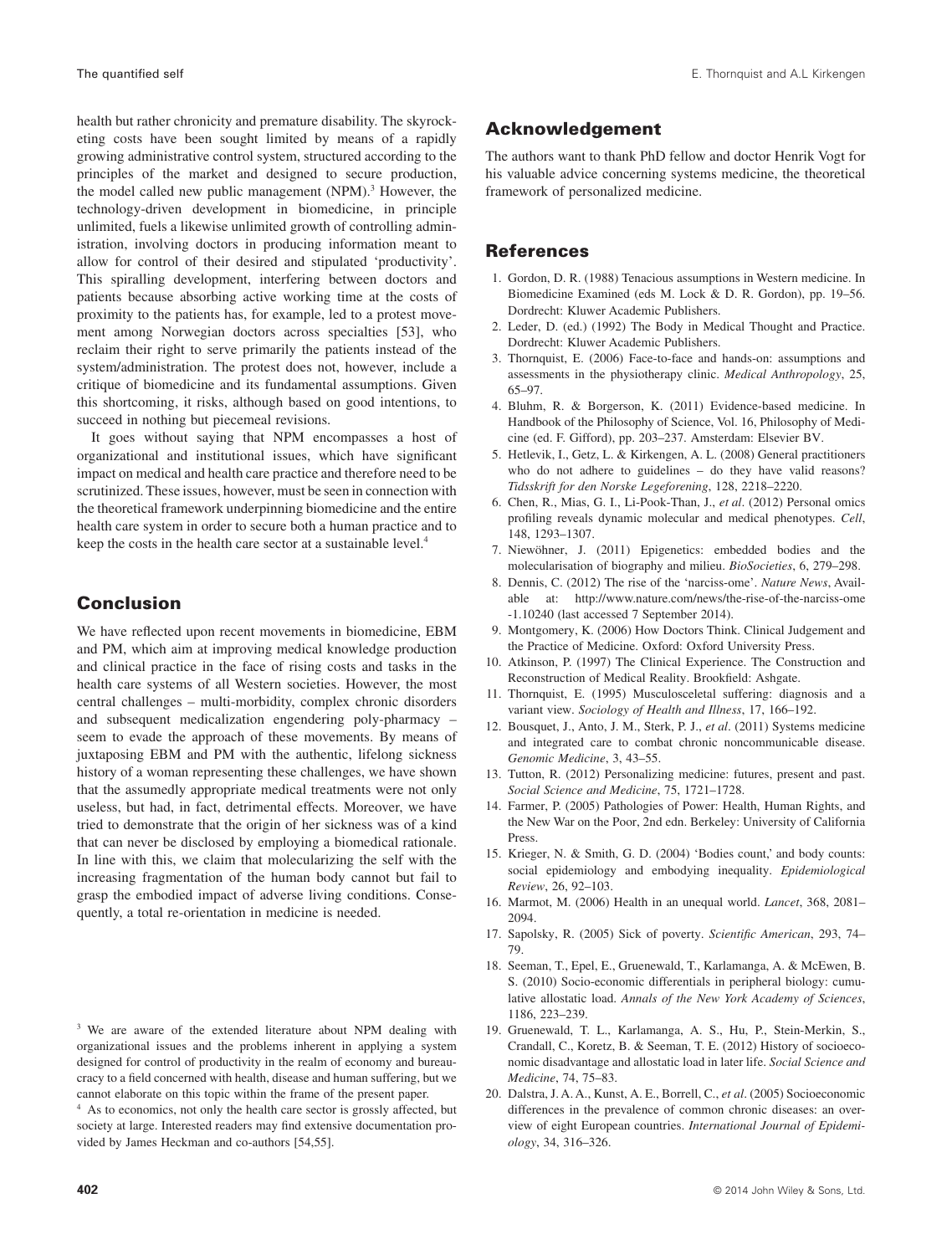health but rather chronicity and premature disability. The skyrocketing costs have been sought limited by means of a rapidly growing administrative control system, structured according to the principles of the market and designed to secure production, the model called new public management (NPM).[3] However, the technology-driven development in biomedicine, in principle unlimited, fuels a likewise unlimited growth of controlling administration, involving doctors in producing information meant to allow for control of their desired and stipulated 'productivity'. This spiralling development, interfering between doctors and patients because absorbing active working time at the costs of proximity to the patients has, for example, led to a protest movement among Norwegian doctors across specialties [53], who reclaim their right to serve primarily the patients instead of the system/administration. The protest does not, however, include a critique of biomedicine and its fundamental assumptions. Given this shortcoming, it risks, although based on good intentions, to succeed in nothing but piecemeal revisions.

It goes without saying that NPM encompasses a host of organizational and institutional issues, which have significant impact on medical and health care practice and therefore need to be scrutinized. These issues, however, must be seen in connection with the theoretical framework underpinning biomedicine and the entire health care system in order to secure both a human practice and to keep the costs in the health care sector at a sustainable level.[4]

## Conclusion

We have reflected upon recent movements in biomedicine, EBM and PM, which aim at improving medical knowledge production and clinical practice in the face of rising costs and tasks in the health care systems of all Western societies. However, the most central challenges – multi-morbidity, complex chronic disorders and subsequent medicalization engendering poly-pharmacy – seem to evade the approach of these movements. By means of juxtaposing EBM and PM with the authentic, lifelong sickness history of a woman representing these challenges, we have shown that the assumedly appropriate medical treatments were not only useless, but had, in fact, detrimental effects. Moreover, we have tried to demonstrate that the origin of her sickness was of a kind that can never be disclosed by employing a biomedical rationale. In line with this, we claim that molecularizing the self with the increasing fragmentation of the human body cannot but fail to grasp the embodied impact of adverse living conditions. Consequently, a total re-orientation in medicine is needed.

[3] We are aware of the extended literature about NPM dealing with organizational issues and the problems inherent in applying a system designed for control of productivity in the realm of economy and bureaucracy to a field concerned with health, disease and human suffering, but we cannot elaborate on this topic within the frame of the present paper.

[4] As to economics, not only the health care sector is grossly affected, but society at large. Interested readers may find extensive documentation provided by James Heckman and co-authors [54,55].

## Acknowledgement

The authors want to thank PhD fellow and doctor Henrik Vogt for his valuable advice concerning systems medicine, the theoretical framework of personalized medicine.

## References

1. Gordon, D. R. (1988) Tenacious assumptions in Western medicine. In Biomedicine Examined (eds M. Lock & D. R. Gordon), pp. 19–56. Dordrecht: Kluwer Academic Publishers.
2. Leder, D. (ed.) (1992) The Body in Medical Thought and Practice. Dordrecht: Kluwer Academic Publishers.
3. Thornquist, E. (2006) Face-to-face and hands-on: assumptions and assessments in the physiotherapy clinic. *Medical Anthropology*, 25, 65–97.
4. Bluhm, R. & Borgerson, K. (2011) Evidence-based medicine. In Handbook of the Philosophy of Science, Vol. 16, Philosophy of Medicine (ed. F. Gifford), pp. 203–237. Amsterdam: Elsevier BV.
5. Hetlevik, I., Getz, L. & Kirkengen, A. L. (2008) General practitioners who do not adhere to guidelines – do they have valid reasons? *Tidsskrift for den Norske Legeforening*, 128, 2218–2220.
6. Chen, R., Mias, G. I., Li-Pook-Than, J., *et al*. (2012) Personal omics profiling reveals dynamic molecular and medical phenotypes. *Cell*, 148, 1293–1307.
7. Niewöhner, J. (2011) Epigenetics: embedded bodies and the molecularisation of biography and milieu. *BioSocieties*, 6, 279–298.
8. Dennis, C. (2012) The rise of the 'narciss-ome'. *Nature News*, Available at: http://www.nature.com/news/the-rise-of-the-narciss-ome-1.10240 (last accessed 7 September 2014).
9. Montgomery, K. (2006) How Doctors Think. Clinical Judgement and the Practice of Medicine. Oxford: Oxford University Press.
10. Atkinson, P. (1997) The Clinical Experience. The Construction and Reconstruction of Medical Reality. Brookfield: Ashgate.
11. Thornquist, E. (1995) Musculosceletal suffering: diagnosis and a variant view. *Sociology of Health and Illness*, 17, 166–192.
12. Bousquet, J., Anto, J. M., Sterk, P. J., *et al*. (2011) Systems medicine and integrated care to combat chronic noncommunicable disease. *Genomic Medicine*, 3, 43–55.
13. Tutton, R. (2012) Personalizing medicine: futures, present and past. *Social Science and Medicine*, 75, 1721–1728.
14. Farmer, P. (2005) Pathologies of Power: Health, Human Rights, and the New War on the Poor, 2nd edn. Berkeley: University of California Press.
15. Krieger, N. & Smith, G. D. (2004) 'Bodies count,' and body counts: social epidemiology and embodying inequality. *Epidemiological Review*, 26, 92–103.
16. Marmot, M. (2006) Health in an unequal world. *Lancet*, 368, 2081–2094.
17. Sapolsky, R. (2005) Sick of poverty. *Scientific American*, 293, 74–79.
18. Seeman, T., Epel, E., Gruenewald, T., Karlamanga, A. & McEwen, B. S. (2010) Socio-economic differentials in peripheral biology: cumulative allostatic load. *Annals of the New York Academy of Sciences*, 1186, 223–239.
19. Gruenewald, T. L., Karlamanga, A. S., Hu, P., Stein-Merkin, S., Crandall, C., Koretz, B. & Seeman, T. E. (2012) History of socioeconomic disadvantage and allostatic load in later life. *Social Science and Medicine*, 74, 75–83.
20. Dalstra, J. A. A., Kunst, A. E., Borrell, C., *et al*. (2005) Socioeconomic differences in the prevalence of common chronic diseases: an overview of eight European countries. *International Journal of Epidemiology*, 34, 316–326.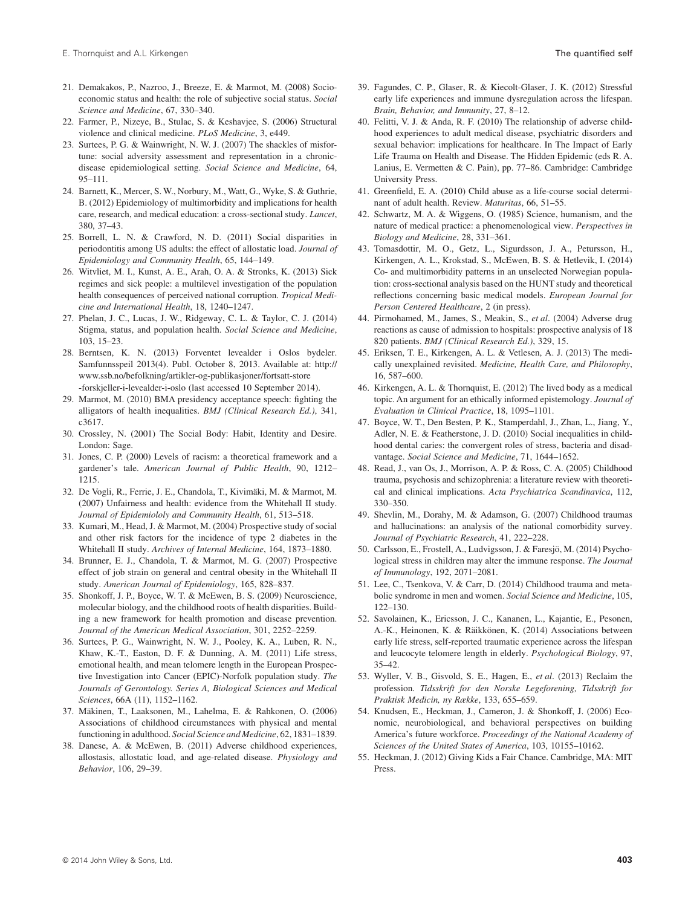21. Demakakos, P., Nazroo, J., Breeze, E. & Marmot, M. (2008) Socioeconomic status and health: the role of subjective social status. *Social Science and Medicine*, 67, 330–340.
22. Farmer, P., Nizeye, B., Stulac, S. & Keshavjee, S. (2006) Structural violence and clinical medicine. *PLoS Medicine*, 3, e449.
23. Surtees, P. G. & Wainwright, N. W. J. (2007) The shackles of misfortune: social adversity assessment and representation in a chronic-disease epidemiological setting. *Social Science and Medicine*, 64, 95–111.
24. Barnett, K., Mercer, S. W., Norbury, M., Watt, G., Wyke, S. & Guthrie, B. (2012) Epidemiology of multimorbidity and implications for health care, research, and medical education: a cross-sectional study. *Lancet*, 380, 37–43.
25. Borrell, L. N. & Crawford, N. D. (2011) Social disparities in periodontitis among US adults: the effect of allostatic load. *Journal of Epidemiology and Community Health*, 65, 144–149.
26. Witvliet, M. I., Kunst, A. E., Arah, O. A. & Stronks, K. (2013) Sick regimes and sick people: a multilevel investigation of the population health consequences of perceived national corruption. *Tropical Medicine and International Health*, 18, 1240–1247.
27. Phelan, J. C., Lucas, J. W., Ridgeway, C. L. & Taylor, C. J. (2014) Stigma, status, and population health. *Social Science and Medicine*, 103, 15–23.
28. Berntsen, K. N. (2013) Forventet levealder i Oslos bydeler. Samfunnsspeil 2013(4). Publ. October 8, 2013. Available at: http://www.ssb.no/befolkning/artikler-og-publikasjoner/fortsatt-store-forskjeller-i-levealder-i-oslo (last accessed 10 September 2014).
29. Marmot, M. (2010) BMA presidency acceptance speech: fighting the alligators of health inequalities. *BMJ (Clinical Research Ed.)*, 341, c3617.
30. Crossley, N. (2001) The Social Body: Habit, Identity and Desire. London: Sage.
31. Jones, C. P. (2000) Levels of racism: a theoretical framework and a gardener's tale. *American Journal of Public Health*, 90, 1212–1215.
32. De Vogli, R., Ferrie, J. E., Chandola, T., Kivimäki, M. & Marmot, M. (2007) Unfairness and health: evidence from the Whitehall II study. *Journal of Epidemiololy and Community Health*, 61, 513–518.
33. Kumari, M., Head, J. & Marmot, M. (2004) Prospective study of social and other risk factors for the incidence of type 2 diabetes in the Whitehall II study. *Archives of Internal Medicine*, 164, 1873–1880.
34. Brunner, E. J., Chandola, T. & Marmot, M. G. (2007) Prospective effect of job strain on general and central obesity in the Whitehall II study. *American Journal of Epidemiology*, 165, 828–837.
35. Shonkoff, J. P., Boyce, W. T. & McEwen, B. S. (2009) Neuroscience, molecular biology, and the childhood roots of health disparities. Building a new framework for health promotion and disease prevention. *Journal of the American Medical Association*, 301, 2252–2259.
36. Surtees, P. G., Wainwright, N. W. J., Pooley, K. A., Luben, R. N., Khaw, K.-T., Easton, D. F. & Dunning, A. M. (2011) Life stress, emotional health, and mean telomere length in the European Prospective Investigation into Cancer (EPIC)-Norfolk population study. *The Journals of Gerontology. Series A, Biological Sciences and Medical Sciences*, 66A (11), 1152–1162.
37. Mäkinen, T., Laaksonen, M., Lahelma, E. & Rahkonen, O. (2006) Associations of childhood circumstances with physical and mental functioning in adulthood. *Social Science and Medicine*, 62, 1831–1839.
38. Danese, A. & McEwen, B. (2011) Adverse childhood experiences, allostasis, allostatic load, and age-related disease. *Physiology and Behavior*, 106, 29–39.
39. Fagundes, C. P., Glaser, R. & Kiecolt-Glaser, J. K. (2012) Stressful early life experiences and immune dysregulation across the lifespan. *Brain, Behavior, and Immunity*, 27, 8–12.
40. Felitti, V. J. & Anda, R. F. (2010) The relationship of adverse childhood experiences to adult medical disease, psychiatric disorders and sexual behavior: implications for healthcare. In The Impact of Early Life Trauma on Health and Disease. The Hidden Epidemic (eds R. A. Lanius, E. Vermetten & C. Pain), pp. 77–86. Cambridge: Cambridge University Press.
41. Greenfield, E. A. (2010) Child abuse as a life-course social determinant of adult health. Review. *Maturitas*, 66, 51–55.
42. Schwartz, M. A. & Wiggens, O. (1985) Science, humanism, and the nature of medical practice: a phenomenological view. *Perspectives in Biology and Medicine*, 28, 331–361.
43. Tomasdottir, M. O., Getz, L., Sigurdsson, J. A., Petursson, H., Kirkengen, A. L., Krokstad, S., McEwen, B. S. & Hetlevik, I. (2014) Co- and multimorbidity patterns in an unselected Norwegian population: cross-sectional analysis based on the HUNT study and theoretical reflections concerning basic medical models. *European Journal for Person Centered Healthcare*, 2 (in press).
44. Pirmohamed, M., James, S., Meakin, S., *et al*. (2004) Adverse drug reactions as cause of admission to hospitals: prospective analysis of 18 820 patients. *BMJ (Clinical Research Ed.)*, 329, 15.
45. Eriksen, T. E., Kirkengen, A. L. & Vetlesen, A. J. (2013) The medically unexplained revisited. *Medicine, Health Care, and Philosophy*, 16, 587–600.
46. Kirkengen, A. L. & Thornquist, E. (2012) The lived body as a medical topic. An argument for an ethically informed epistemology. *Journal of Evaluation in Clinical Practice*, 18, 1095–1101.
47. Boyce, W. T., Den Besten, P. K., Stamperdahl, J., Zhan, L., Jiang, Y., Adler, N. E. & Featherstone, J. D. (2010) Social inequalities in childhood dental caries: the convergent roles of stress, bacteria and disadvantage. *Social Science and Medicine*, 71, 1644–1652.
48. Read, J., van Os, J., Morrison, A. P. & Ross, C. A. (2005) Childhood trauma, psychosis and schizophrenia: a literature review with theoretical and clinical implications. *Acta Psychiatrica Scandinavica*, 112, 330–350.
49. Shevlin, M., Dorahy, M. & Adamson, G. (2007) Childhood traumas and hallucinations: an analysis of the national comorbidity survey. *Journal of Psychiatric Research*, 41, 222–228.
50. Carlsson, E., Frostell, A., Ludvigsson, J. & Faresjö, M. (2014) Psychological stress in children may alter the immune response. *The Journal of Immunology*, 192, 2071–2081.
51. Lee, C., Tsenkova, V. & Carr, D. (2014) Childhood trauma and metabolic syndrome in men and women. *Social Science and Medicine*, 105, 122–130.
52. Savolainen, K., Ericsson, J. C., Kananen, L., Kajantie, E., Pesonen, A.-K., Heinonen, K. & Räikkönen, K. (2014) Associations between early life stress, self-reported traumatic experience across the lifespan and leucocyte telomere length in elderly. *Psychological Biology*, 97, 35–42.
53. Wyller, V. B., Gisvold, S. E., Hagen, E., *et al*. (2013) Reclaim the profession. *Tidsskrift for den Norske Legeforening, Tidsskrift for Praktisk Medicin, ny Række*, 133, 655–659.
54. Knudsen, E., Heckman, J., Cameron, J. & Shonkoff, J. (2006) Economic, neurobiological, and behavioral perspectives on building America's future workforce. *Proceedings of the National Academy of Sciences of the United States of America*, 103, 10155–10162.
55. Heckman, J. (2012) Giving Kids a Fair Chance. Cambridge, MA: MIT Press.